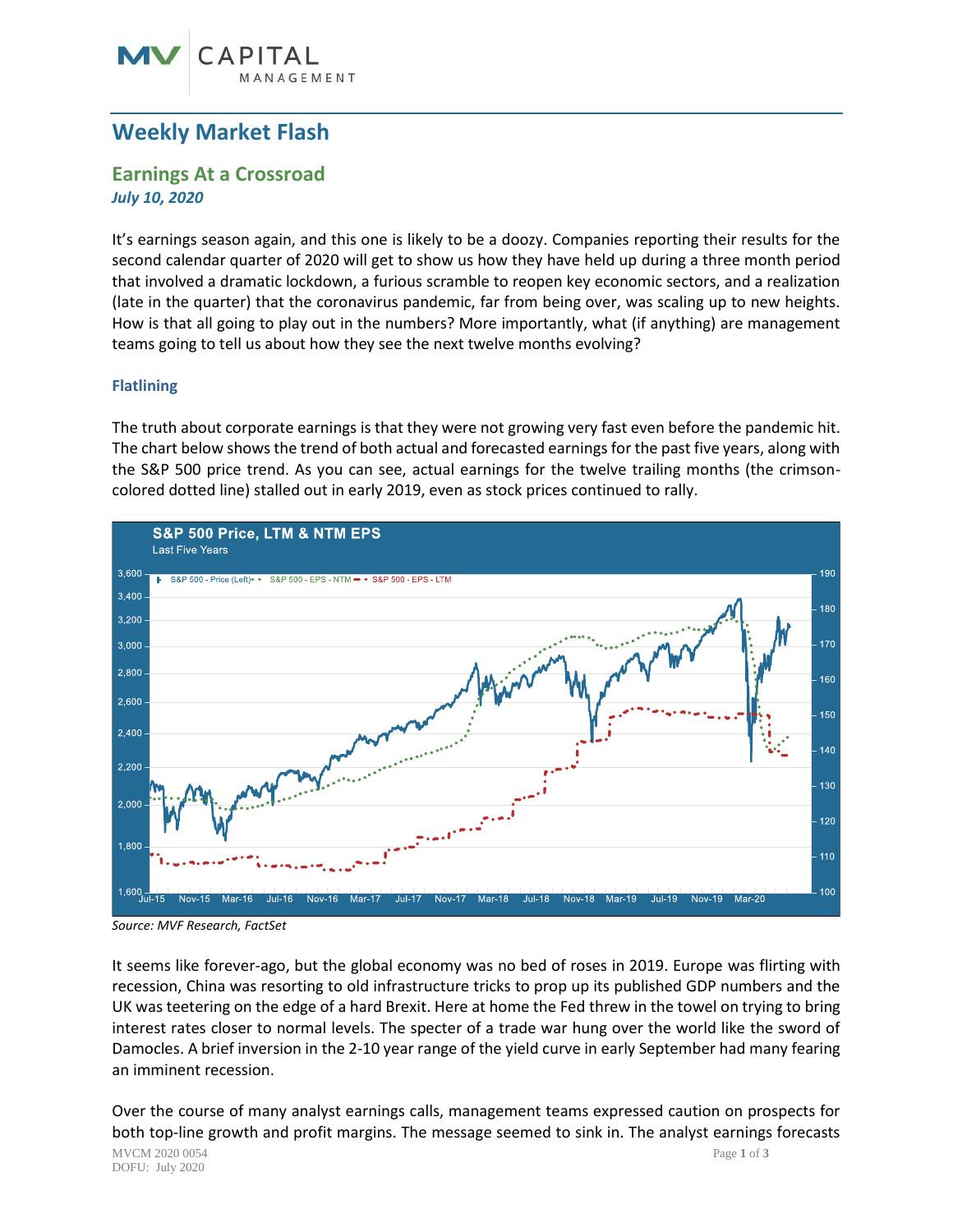# Weekly Market Flash

## Earnings At a Crossroad

***July 10, 2020***

It's earnings season again, and this one is likely to be a doozy. Companies reporting their results for the second calendar quarter of 2020 will get to show us how they have held up during a three month period that involved a dramatic lockdown, a furious scramble to reopen key economic sectors, and a realization (late in the quarter) that the coronavirus pandemic, far from being over, was scaling up to new heights. How is that all going to play out in the numbers? More importantly, what (if anything) are management teams going to tell us about how they see the next twelve months evolving?

### Flatlining

The truth about corporate earnings is that they were not growing very fast even before the pandemic hit. The chart below shows the trend of both actual and forecasted earnings for the past five years, along with the S&P 500 price trend. As you can see, actual earnings for the twelve trailing months (the crimson-colored dotted line) stalled out in early 2019, even as stock prices continued to rally.

*Source: MVF Research, FactSet*

It seems like forever-ago, but the global economy was no bed of roses in 2019. Europe was flirting with recession, China was resorting to old infrastructure tricks to prop up its published GDP numbers and the UK was teetering on the edge of a hard Brexit. Here at home the Fed threw in the towel on trying to bring interest rates closer to normal levels. The specter of a trade war hung over the world like the sword of Damocles. A brief inversion in the 2-10 year range of the yield curve in early September had many fearing an imminent recession.

Over the course of many analyst earnings calls, management teams expressed caution on prospects for both top-line growth and profit margins. The message seemed to sink in. The analyst earnings forecasts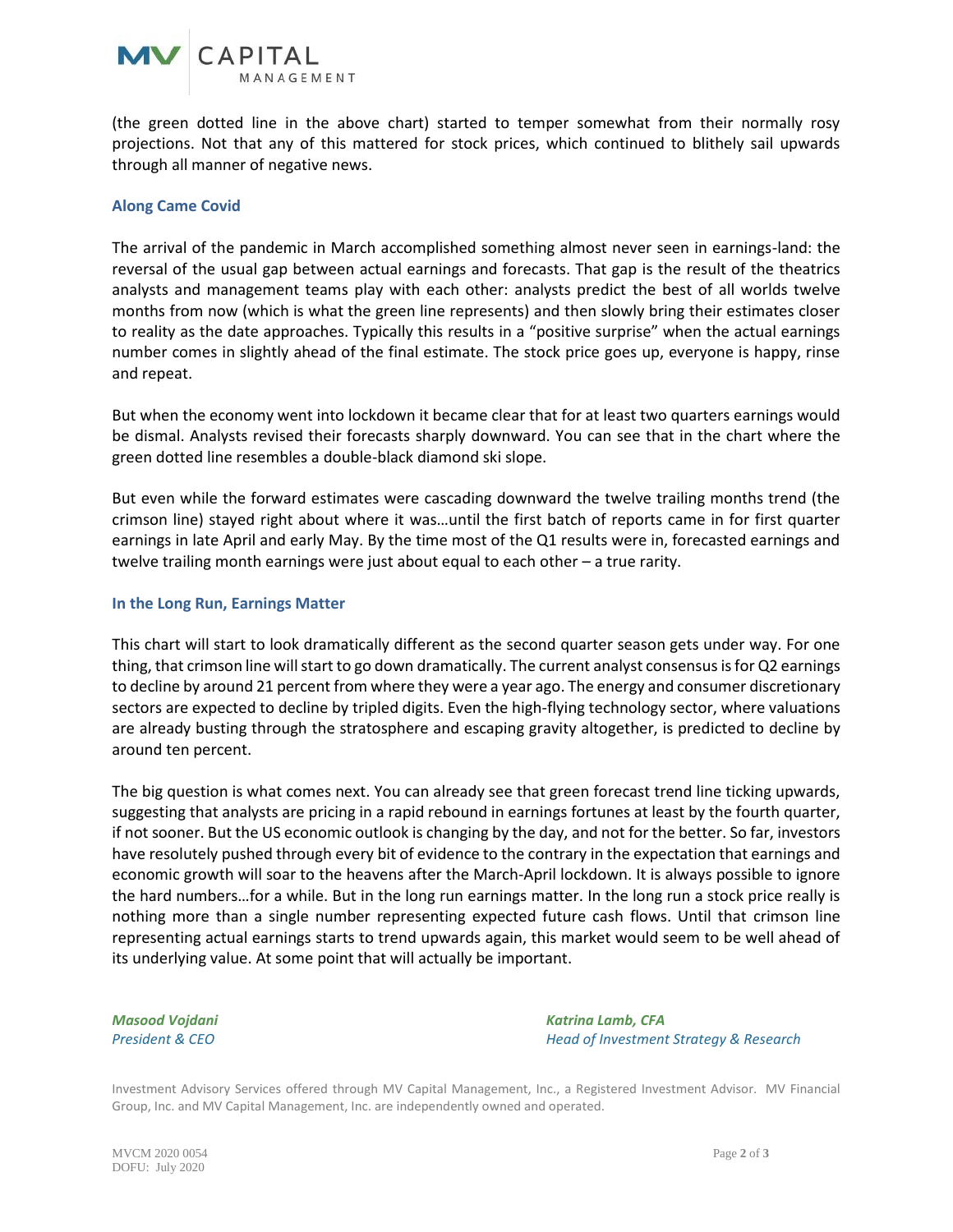(the green dotted line in the above chart) started to temper somewhat from their normally rosy projections. Not that any of this mattered for stock prices, which continued to blithely sail upwards through all manner of negative news.

## Along Came Covid

The arrival of the pandemic in March accomplished something almost never seen in earnings-land: the reversal of the usual gap between actual earnings and forecasts. That gap is the result of the theatrics analysts and management teams play with each other: analysts predict the best of all worlds twelve months from now (which is what the green line represents) and then slowly bring their estimates closer to reality as the date approaches. Typically this results in a "positive surprise" when the actual earnings number comes in slightly ahead of the final estimate. The stock price goes up, everyone is happy, rinse and repeat.

But when the economy went into lockdown it became clear that for at least two quarters earnings would be dismal. Analysts revised their forecasts sharply downward. You can see that in the chart where the green dotted line resembles a double-black diamond ski slope.

But even while the forward estimates were cascading downward the twelve trailing months trend (the crimson line) stayed right about where it was…until the first batch of reports came in for first quarter earnings in late April and early May. By the time most of the Q1 results were in, forecasted earnings and twelve trailing month earnings were just about equal to each other – a true rarity.

## In the Long Run, Earnings Matter

This chart will start to look dramatically different as the second quarter season gets under way. For one thing, that crimson line will start to go down dramatically. The current analyst consensus is for Q2 earnings to decline by around 21 percent from where they were a year ago. The energy and consumer discretionary sectors are expected to decline by tripled digits. Even the high-flying technology sector, where valuations are already busting through the stratosphere and escaping gravity altogether, is predicted to decline by around ten percent.

The big question is what comes next. You can already see that green forecast trend line ticking upwards, suggesting that analysts are pricing in a rapid rebound in earnings fortunes at least by the fourth quarter, if not sooner. But the US economic outlook is changing by the day, and not for the better. So far, investors have resolutely pushed through every bit of evidence to the contrary in the expectation that earnings and economic growth will soar to the heavens after the March-April lockdown. It is always possible to ignore the hard numbers…for a while. But in the long run earnings matter. In the long run a stock price really is nothing more than a single number representing expected future cash flows. Until that crimson line representing actual earnings starts to trend upwards again, this market would seem to be well ahead of its underlying value. At some point that will actually be important.

*Masood Vojdani*
*President & CEO*

*Katrina Lamb, CFA*
*Head of Investment Strategy & Research*

Investment Advisory Services offered through MV Capital Management, Inc., a Registered Investment Advisor. MV Financial Group, Inc. and MV Capital Management, Inc. are independently owned and operated.

MVCM 2020 0054
DOFU: July 2020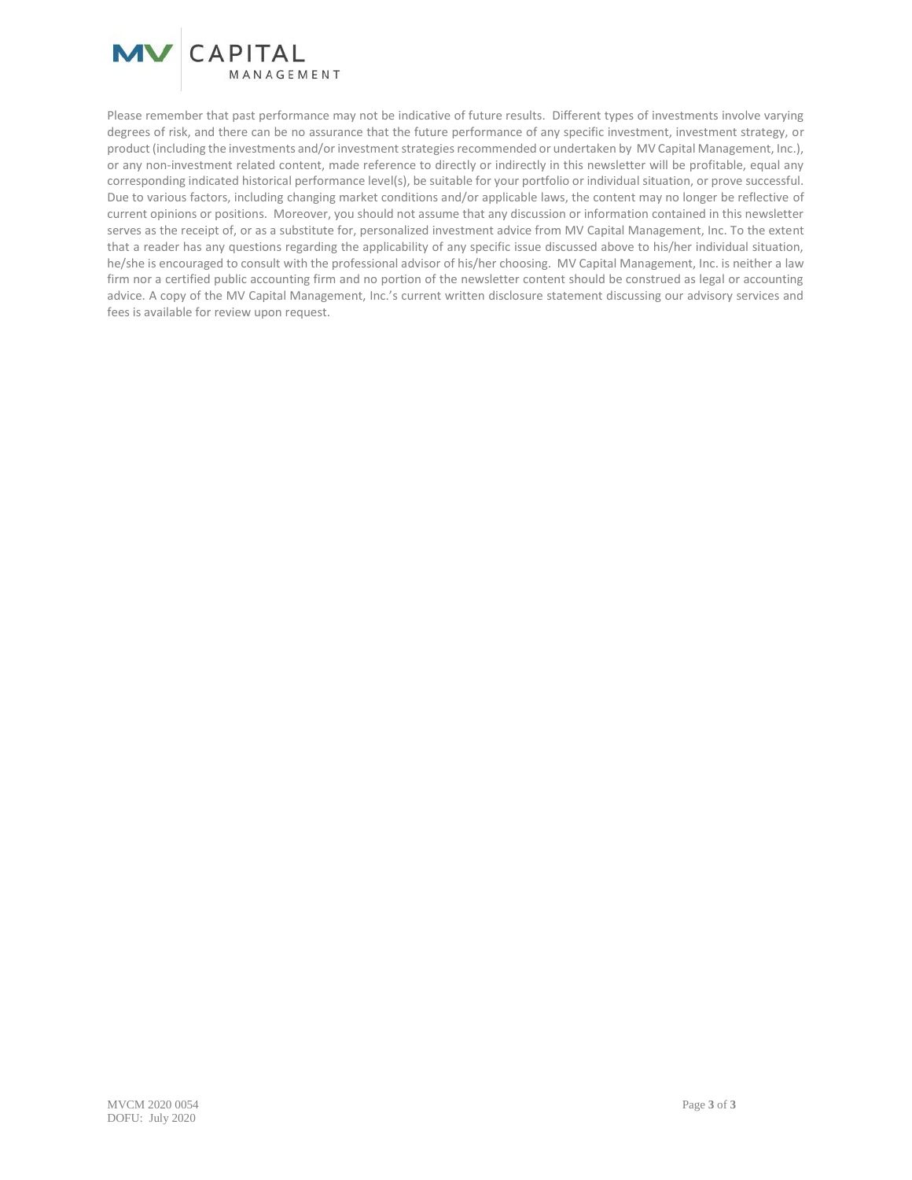Please remember that past performance may not be indicative of future results. Different types of investments involve varying degrees of risk, and there can be no assurance that the future performance of any specific investment, investment strategy, or product (including the investments and/or investment strategies recommended or undertaken by MV Capital Management, Inc.), or any non-investment related content, made reference to directly or indirectly in this newsletter will be profitable, equal any corresponding indicated historical performance level(s), be suitable for your portfolio or individual situation, or prove successful. Due to various factors, including changing market conditions and/or applicable laws, the content may no longer be reflective of current opinions or positions. Moreover, you should not assume that any discussion or information contained in this newsletter serves as the receipt of, or as a substitute for, personalized investment advice from MV Capital Management, Inc. To the extent that a reader has any questions regarding the applicability of any specific issue discussed above to his/her individual situation, he/she is encouraged to consult with the professional advisor of his/her choosing. MV Capital Management, Inc. is neither a law firm nor a certified public accounting firm and no portion of the newsletter content should be construed as legal or accounting advice. A copy of the MV Capital Management, Inc.'s current written disclosure statement discussing our advisory services and fees is available for review upon request.

MVCM 2020 0054
DOFU: July 2020